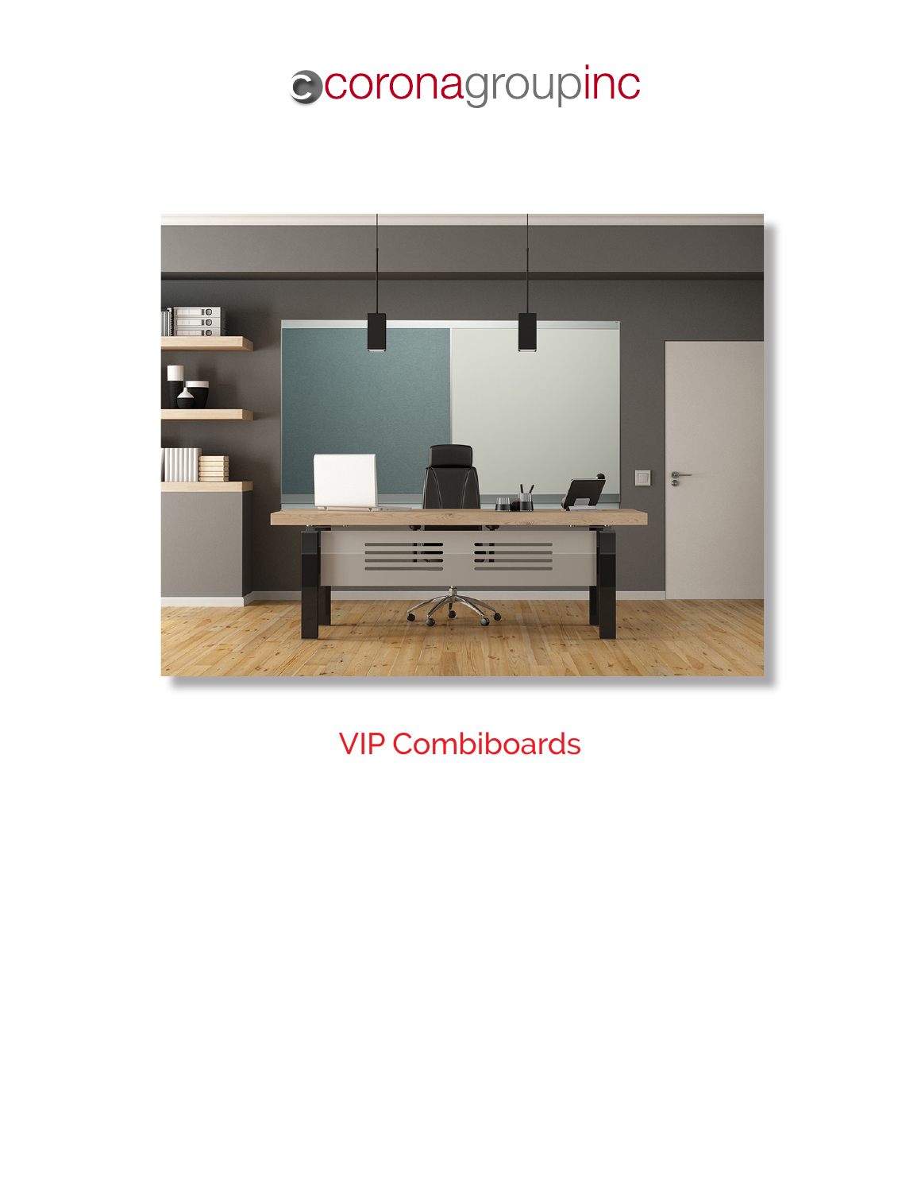coronagroupinc

# VIP Combiboards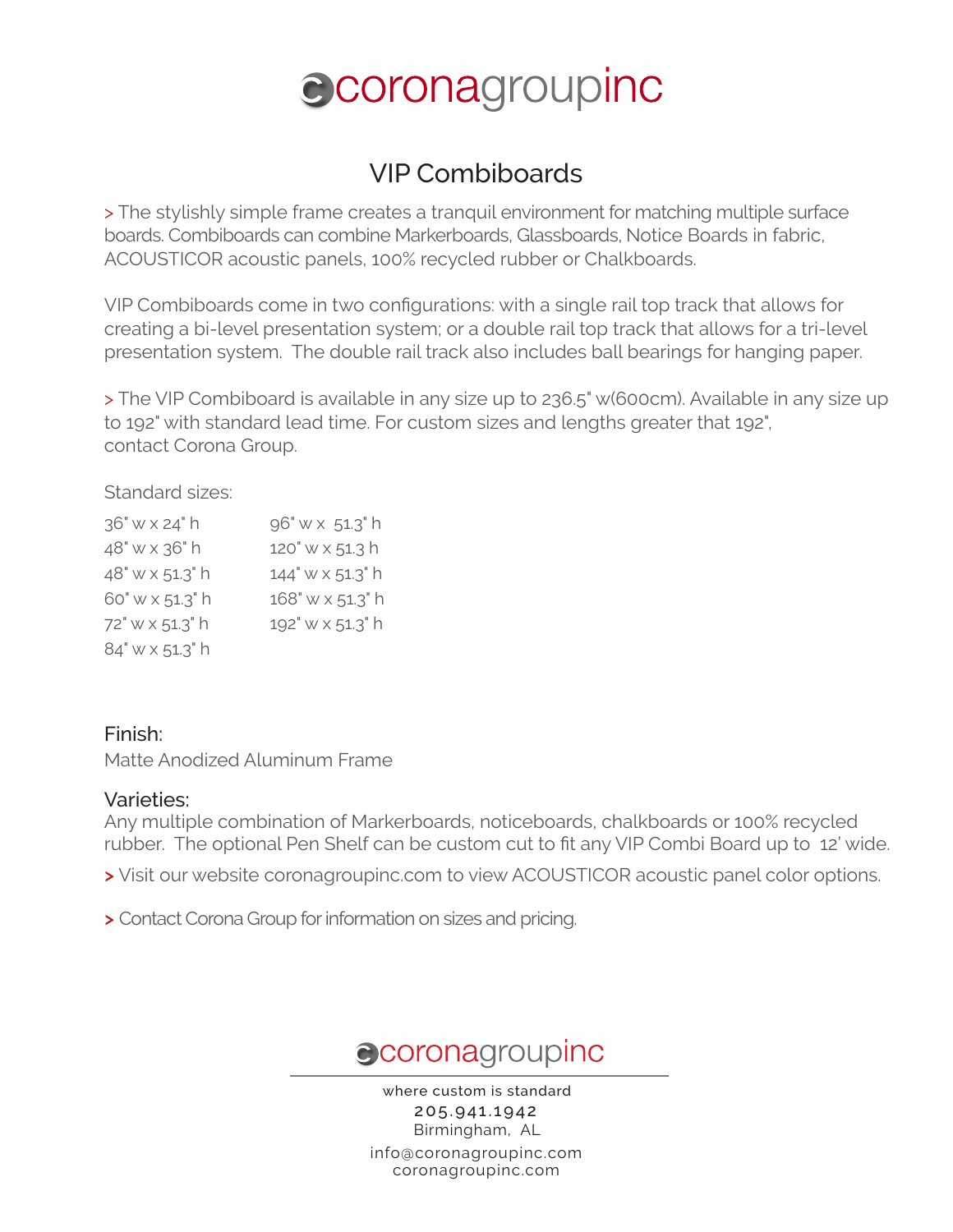# coronagroupinc

## VIP Combiboards

> The stylishly simple frame creates a tranquil environment for matching multiple surface boards. Combiboards can combine Markerboards, Glassboards, Notice Boards in fabric, ACOUSTICOR acoustic panels, 100% recycled rubber or Chalkboards.

VIP Combiboards come in two configurations: with a single rail top track that allows for creating a bi-level presentation system; or a double rail top track that allows for a tri-level presentation system. The double rail track also includes ball bearings for hanging paper.

> The VIP Combiboard is available in any size up to 236.5" w(600cm). Available in any size up to 192" with standard lead time. For custom sizes and lengths greater that 192", contact Corona Group.

Standard sizes:

| | |
|---|---|
| 36" w x 24" h | 96" w x 51.3" h |
| 48" w x 36" h | 120" w x 51.3 h |
| 48" w x 51.3" h | 144" w x 51.3" h |
| 60" w x 51.3" h | 168" w x 51.3" h |
| 72" w x 51.3" h | 192" w x 51.3" h |
| 84" w x 51.3" h | |

### Finish:

Matte Anodized Aluminum Frame

### Varieties:

Any multiple combination of Markerboards, noticeboards, chalkboards or 100% recycled rubber. The optional Pen Shelf can be custom cut to fit any VIP Combi Board up to 12' wide.

> Visit our website coronagroupinc.com to view ACOUSTICOR acoustic panel color options.

> Contact Corona Group for information on sizes and pricing.

coronagroupinc

where custom is standard
205.941.1942
Birmingham, AL
info@coronagroupinc.com
coronagroupinc.com